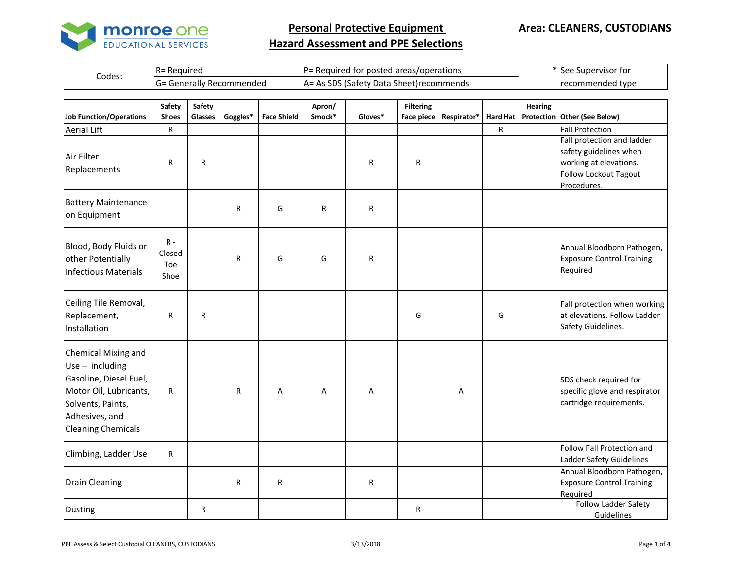# Personal Protective Equipment
## Hazard Assessment and PPE Selections

**Area: CLEANERS, CUSTODIANS**

| Codes: | R= Required | P= Required for posted areas/operations | * See Supervisor for recommended type |
|---|---|---|---|
| | G= Generally Recommended | A= As SDS (Safety Data Sheet)recommends | |

| Job Function/Operations | Safety Shoes | Safety Glasses | Goggles* | Face Shield | Apron/ Smock* | Gloves* | Filtering Face piece | Respirator* | Hard Hat | Hearing Protection | Other (See Below) |
|---|---|---|---|---|---|---|---|---|---|---|---|
| Aerial Lift | R | | | | | | | | R | | Fall Protection |
| Air Filter Replacements | R | R | | | | R | R | | | | Fall protection and ladder safety guidelines when working at elevations. Follow Lockout Tagout Procedures. |
| Battery Maintenance on Equipment | | | R | G | R | R | | | | | |
| Blood, Body Fluids or other Potentially Infectious Materials | R - Closed Toe Shoe | | R | G | G | R | | | | | Annual Bloodborn Pathogen, Exposure Control Training Required |
| Ceiling Tile Removal, Replacement, Installation | R | R | | | | | G | | G | | Fall protection when working at elevations. Follow Ladder Safety Guidelines. |
| Chemical Mixing and Use – including Gasoline, Diesel Fuel, Motor Oil, Lubricants, Solvents, Paints, Adhesives, and Cleaning Chemicals | R | | R | A | A | A | | A | | | SDS check required for specific glove and respirator cartridge requirements. |
| Climbing, Ladder Use | R | | | | | | | | | | Follow Fall Protection and Ladder Safety Guidelines |
| Drain Cleaning | | | R | R | | R | | | | | Annual Bloodborn Pathogen, Exposure Control Training Required |
| Dusting | | R | | | | | R | | | | Follow Ladder Safety Guidelines |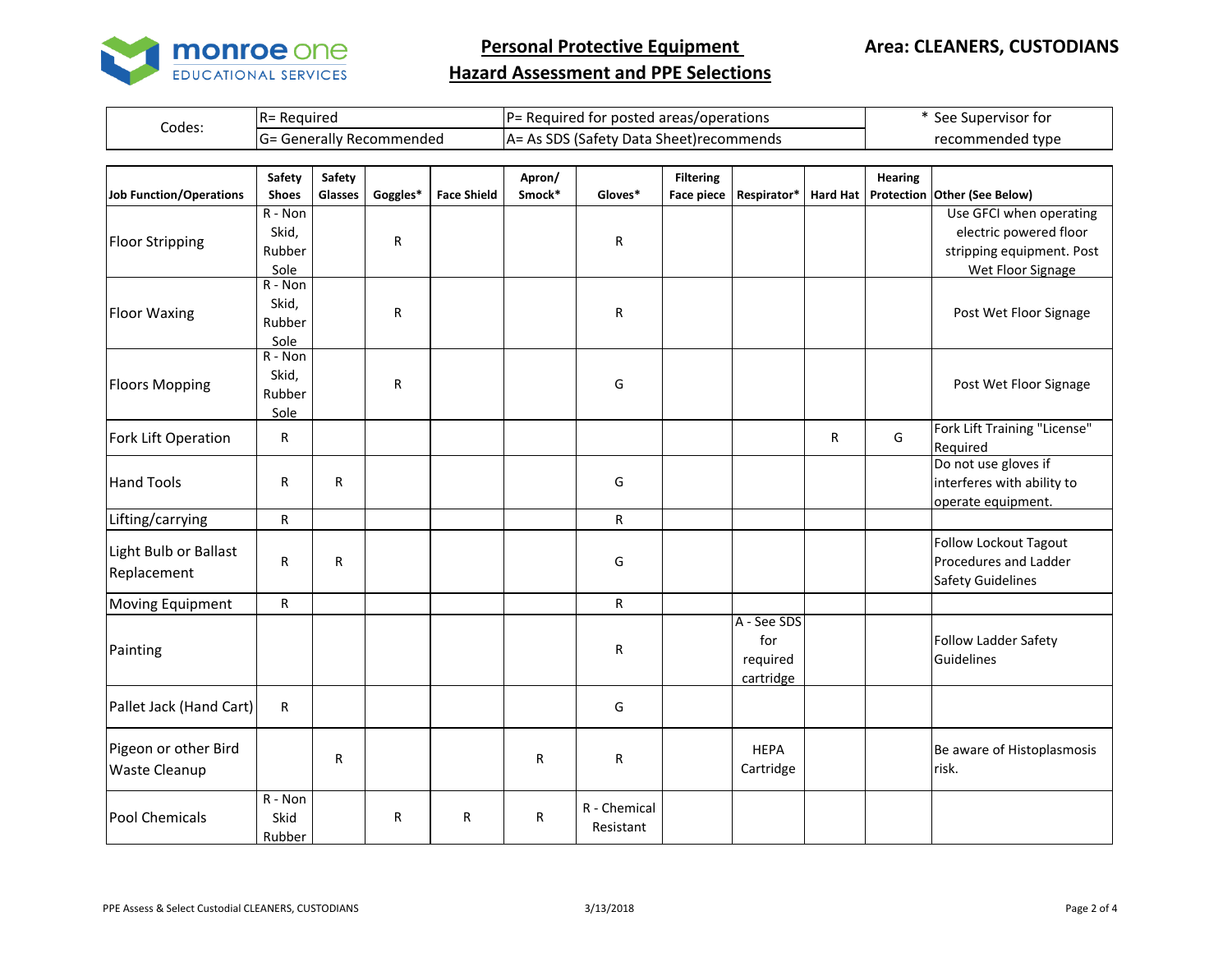# Personal Protective Equipment Hazard Assessment and PPE Selections

**Area: CLEANERS, CUSTODIANS**

| Codes: | R= Required | P= Required for posted areas/operations | * See Supervisor for recommended type |
|---|---|---|---|
| | G= Generally Recommended | A= As SDS (Safety Data Sheet)recommends | |

| Job Function/Operations | Safety Shoes | Safety Glasses | Goggles* | Face Shield | Apron/ Smock* | Gloves* | Filtering Face piece | Respirator* | Hard Hat | Hearing Protection | Other (See Below) |
|---|---|---|---|---|---|---|---|---|---|---|---|
| Floor Stripping | R - Non Skid, Rubber Sole | | R | | | R | | | | | Use GFCI when operating electric powered floor stripping equipment. Post Wet Floor Signage |
| Floor Waxing | R - Non Skid, Rubber Sole | | R | | | R | | | | | Post Wet Floor Signage |
| Floors Mopping | R - Non Skid, Rubber Sole | | R | | | G | | | | | Post Wet Floor Signage |
| Fork Lift Operation | R | | | | | | | | R | G | Fork Lift Training "License" Required |
| Hand Tools | R | R | | | | G | | | | | Do not use gloves if interferes with ability to operate equipment. |
| Lifting/carrying | R | | | | | R | | | | | |
| Light Bulb or Ballast Replacement | R | R | | | | G | | | | | Follow Lockout Tagout Procedures and Ladder Safety Guidelines |
| Moving Equipment | R | | | | | R | | | | | |
| Painting | | | | | | R | | A - See SDS for required cartridge | | | Follow Ladder Safety Guidelines |
| Pallet Jack (Hand Cart) | R | | | | | G | | | | | |
| Pigeon or other Bird Waste Cleanup | | R | | | R | R | | HEPA Cartridge | | | Be aware of Histoplasmosis risk. |
| Pool Chemicals | R - Non Skid Rubber | | R | R | R | R - Chemical Resistant | | | | | |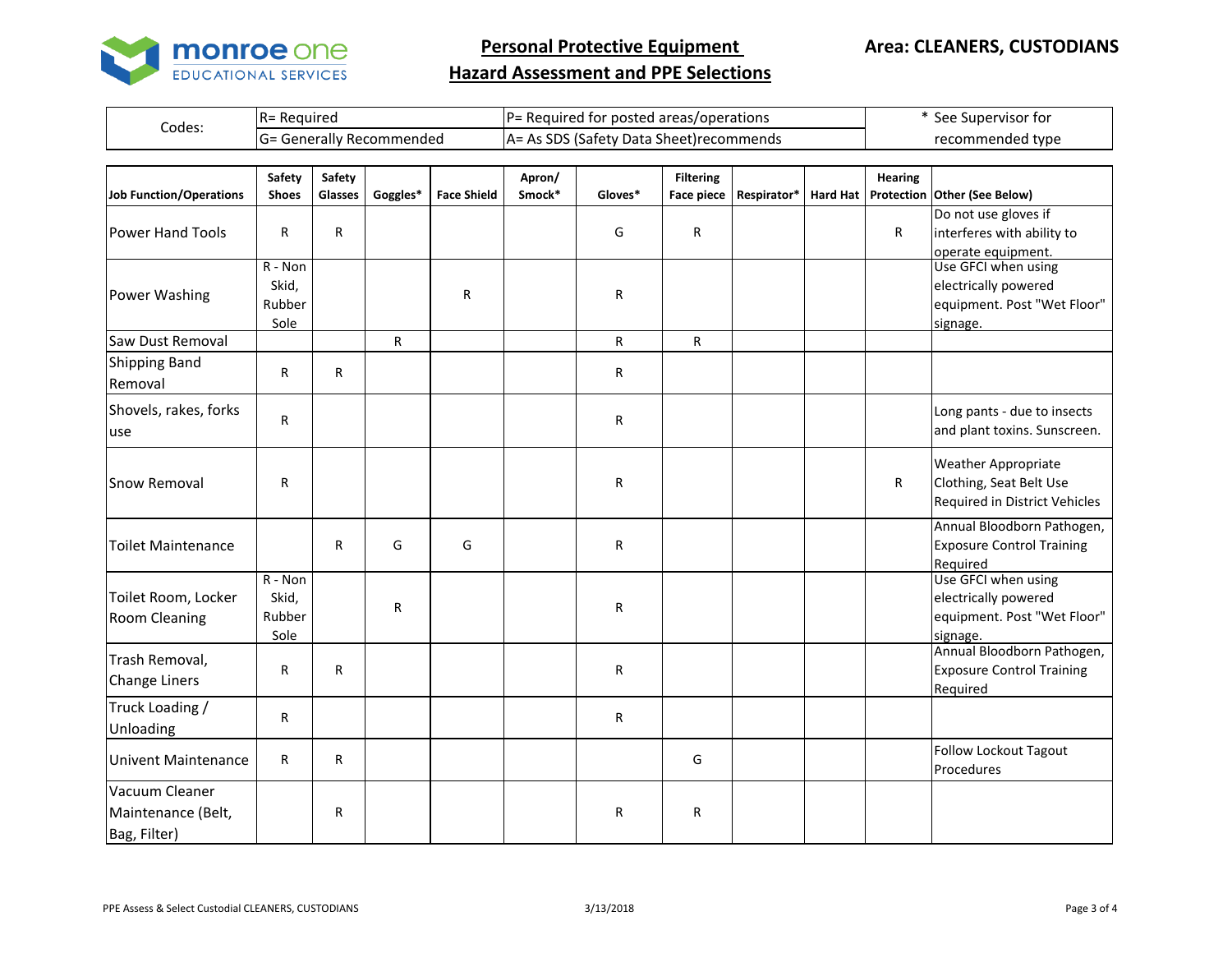# Personal Protective Equipment Hazard Assessment and PPE Selections

**Area: CLEANERS, CUSTODIANS**

| Codes: | R= Required | P= Required for posted areas/operations | * See Supervisor for recommended type |
|---|---|---|---|
| | G= Generally Recommended | A= As SDS (Safety Data Sheet)recommends | |

| Job Function/Operations | Safety Shoes | Safety Glasses | Goggles* | Face Shield | Apron/ Smock* | Gloves* | Filtering Face piece | Respirator* | Hard Hat | Hearing Protection | Other (See Below) |
|---|---|---|---|---|---|---|---|---|---|---|---|
| Power Hand Tools | R | R | | | | G | R | | | R | Do not use gloves if interferes with ability to operate equipment. |
| Power Washing | R - Non Skid, Rubber Sole | | | R | | R | | | | | Use GFCI when using electrically powered equipment. Post "Wet Floor" signage. |
| Saw Dust Removal | | | R | | | R | R | | | | |
| Shipping Band Removal | R | R | | | | R | | | | | |
| Shovels, rakes, forks use | R | | | | | R | | | | | Long pants - due to insects and plant toxins. Sunscreen. |
| Snow Removal | R | | | | | R | | | | R | Weather Appropriate Clothing, Seat Belt Use Required in District Vehicles |
| Toilet Maintenance | | R | G | G | | R | | | | | Annual Bloodborn Pathogen, Exposure Control Training Required |
| Toilet Room, Locker Room Cleaning | R - Non Skid, Rubber Sole | | R | | | R | | | | | Use GFCI when using electrically powered equipment. Post "Wet Floor" signage. |
| Trash Removal, Change Liners | R | R | | | | R | | | | | Annual Bloodborn Pathogen, Exposure Control Training Required |
| Truck Loading / Unloading | R | | | | | R | | | | | |
| Univent Maintenance | R | R | | | | | G | | | | Follow Lockout Tagout Procedures |
| Vacuum Cleaner Maintenance (Belt, Bag, Filter) | | R | | | | R | R | | | | |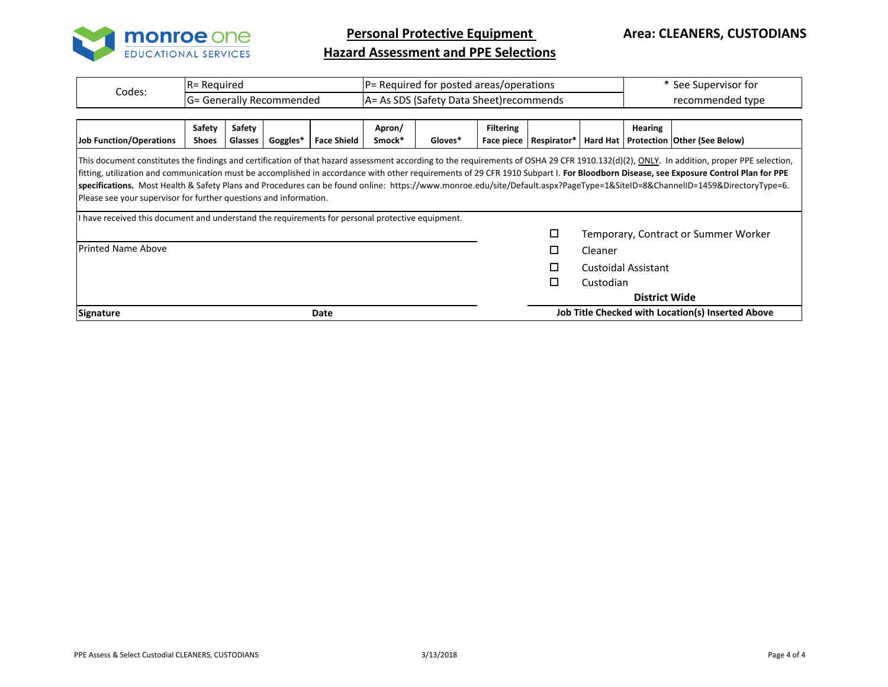# Personal Protective Equipment Hazard Assessment and PPE Selections

**Area: CLEANERS, CUSTODIANS**

| Codes: | R= Required | P= Required for posted areas/operations | * See Supervisor for |
|---|---|---|---|
| | G= Generally Recommended | A= As SDS (Safety Data Sheet)recommends | recommended type |

| Job Function/Operations | Safety Shoes | Safety Glasses | Goggles* | Face Shield | Apron/ Smock* | Gloves* | Filtering Face piece | Respirator* | Hard Hat | Hearing Protection | Other (See Below) |
|---|---|---|---|---|---|---|---|---|---|---|---|

This document constitutes the findings and certification of that hazard assessment according to the requirements of OSHA 29 CFR 1910.132(d)(2), ONLY. In addition, proper PPE selection, fitting, utilization and communication must be accomplished in accordance with other requirements of 29 CFR 1910 Subpart I. **For Bloodborn Disease, see Exposure Control Plan for PPE specifications.** Most Health & Safety Plans and Procedures can be found online: https://www.monroe.edu/site/Default.aspx?PageType=1&SiteID=8&ChannelID=1459&DirectoryType=6. Please see your supervisor for further questions and information.

I have received this document and understand the requirements for personal protective equipment.

Printed Name Above

☐ Temporary, Contract or Summer Worker

☐ Cleaner

☐ Custoidal Assistant

☐ Custodian

**District Wide**

**Signature** **Date**

**Job Title Checked with Location(s) Inserted Above**

PPE Assess & Select Custodial CLEANERS, CUSTODIANS 3/13/2018